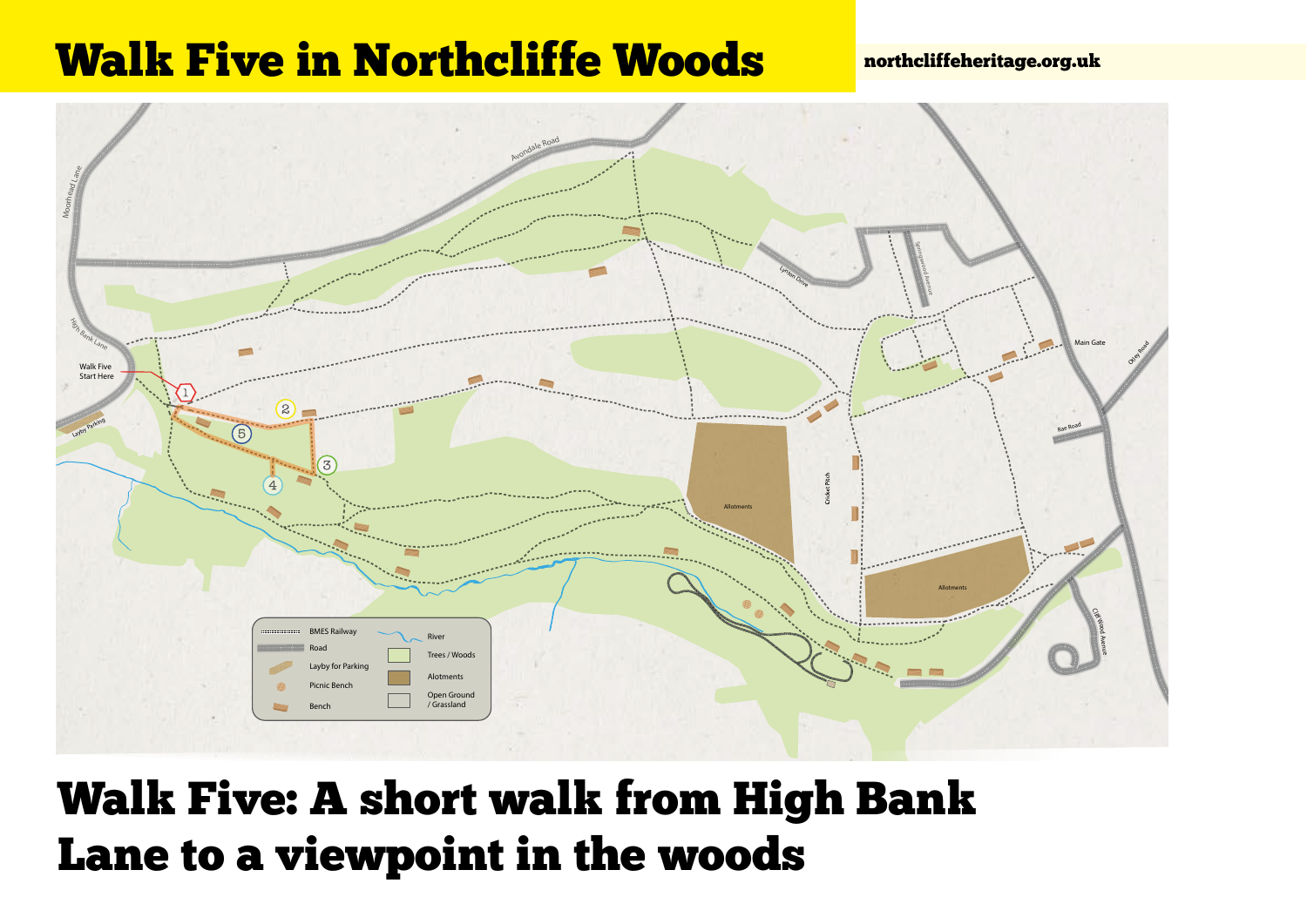# Walk Five in Northcliffe Woods

northcliffeheritage.org.uk

Moorhead Lane

Avondale Road

Lynton Drive

Springswood Avenue

Main Gate

Otley Road

Rae Road

High Bank Lane

Walk Five Start Here

Layby Parking

1 2 3 4 5

Allotments

Cricket Pitch

Allotments

Cliff Wood Avenue

BMES Railway

Road

Layby for Parking

Picnic Bench

Bench

River

Trees / Woods

Allotments

Open Ground / Grassland

# Walk Five: A short walk from High Bank Lane to a viewpoint in the woods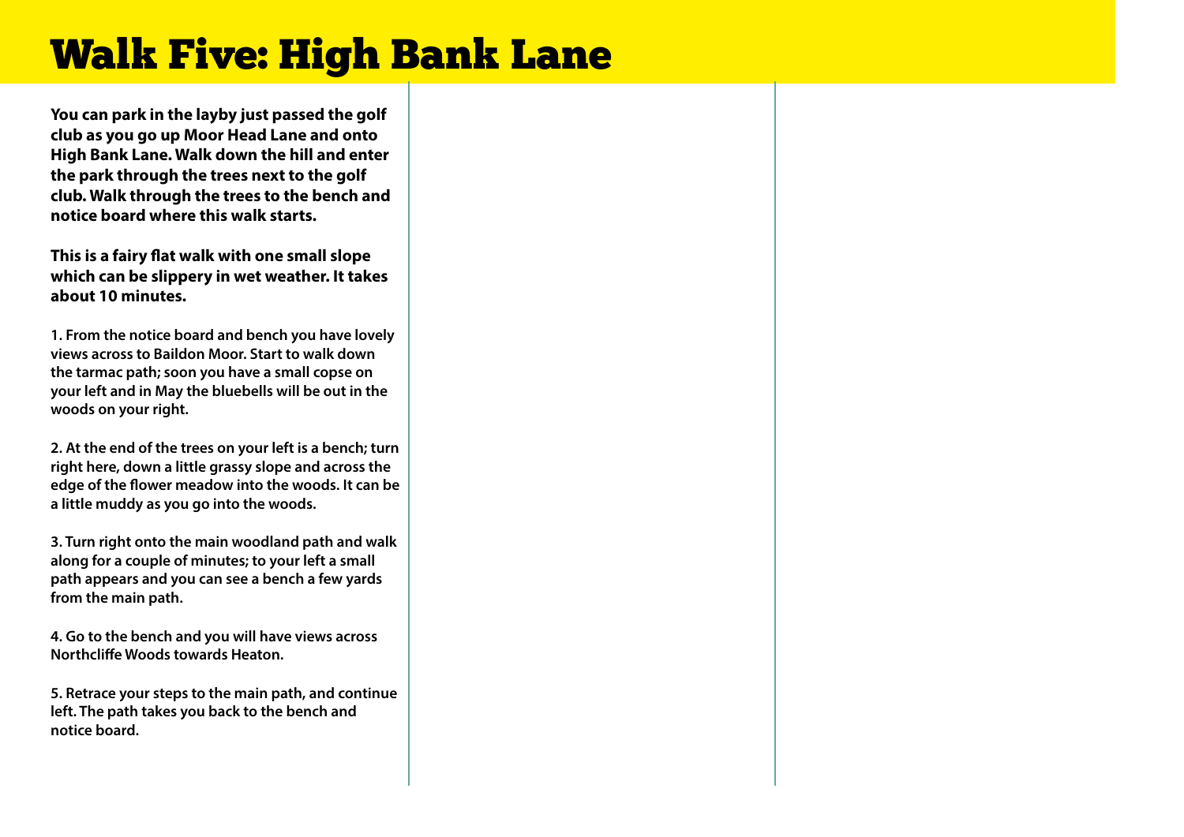# Walk Five: High Bank Lane

**You can park in the layby just passed the golf club as you go up Moor Head Lane and onto High Bank Lane. Walk down the hill and enter the park through the trees next to the golf club. Walk through the trees to the bench and notice board where this walk starts.**

**This is a fairy flat walk with one small slope which can be slippery in wet weather. It takes about 10 minutes.**

1. From the notice board and bench you have lovely views across to Baildon Moor. Start to walk down the tarmac path; soon you have a small copse on your left and in May the bluebells will be out in the woods on your right.

2. At the end of the trees on your left is a bench; turn right here, down a little grassy slope and across the edge of the flower meadow into the woods. It can be a little muddy as you go into the woods.

3. Turn right onto the main woodland path and walk along for a couple of minutes; to your left a small path appears and you can see a bench a few yards from the main path.

4. Go to the bench and you will have views across Northcliffe Woods towards Heaton.

5. Retrace your steps to the main path, and continue left. The path takes you back to the bench and notice board.